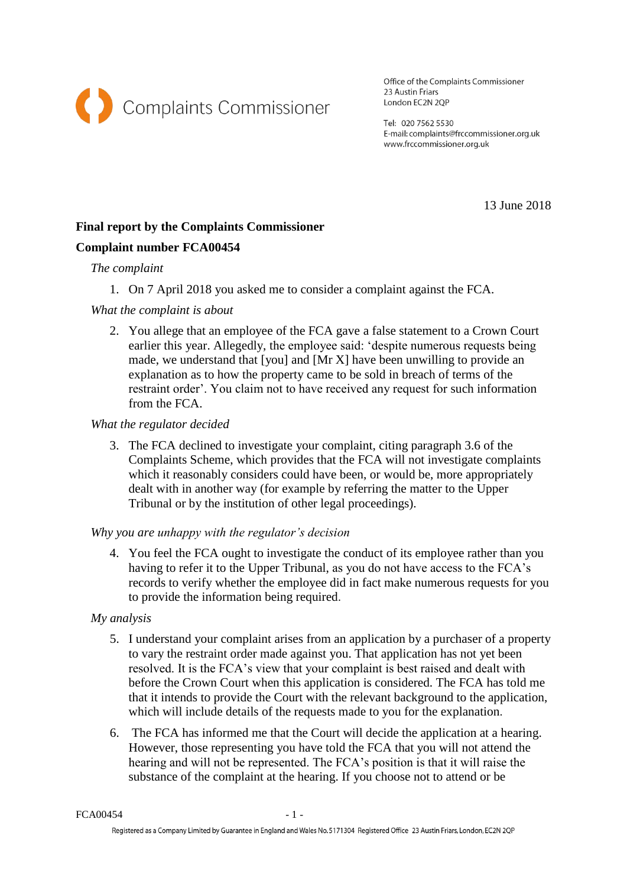Complaints Commissioner

Office of the Complaints Commissioner
23 Austin Friars
London EC2N 2QP

Tel: 020 7562 5530
E-mail: complaints@frccommissioner.org.uk
www.frccommissioner.org.uk

13 June 2018

**Final report by the Complaints Commissioner**

**Complaint number FCA00454**

*The complaint*

1. On 7 April 2018 you asked me to consider a complaint against the FCA.

*What the complaint is about*

2. You allege that an employee of the FCA gave a false statement to a Crown Court earlier this year. Allegedly, the employee said: 'despite numerous requests being made, we understand that [you] and [Mr X] have been unwilling to provide an explanation as to how the property came to be sold in breach of terms of the restraint order'. You claim not to have received any request for such information from the FCA.

*What the regulator decided*

3. The FCA declined to investigate your complaint, citing paragraph 3.6 of the Complaints Scheme, which provides that the FCA will not investigate complaints which it reasonably considers could have been, or would be, more appropriately dealt with in another way (for example by referring the matter to the Upper Tribunal or by the institution of other legal proceedings).

*Why you are unhappy with the regulator's decision*

4. You feel the FCA ought to investigate the conduct of its employee rather than you having to refer it to the Upper Tribunal, as you do not have access to the FCA's records to verify whether the employee did in fact make numerous requests for you to provide the information being required.

*My analysis*

5. I understand your complaint arises from an application by a purchaser of a property to vary the restraint order made against you. That application has not yet been resolved. It is the FCA's view that your complaint is best raised and dealt with before the Crown Court when this application is considered. The FCA has told me that it intends to provide the Court with the relevant background to the application, which will include details of the requests made to you for the explanation.

6. The FCA has informed me that the Court will decide the application at a hearing. However, those representing you have told the FCA that you will not attend the hearing and will not be represented. The FCA's position is that it will raise the substance of the complaint at the hearing. If you choose not to attend or be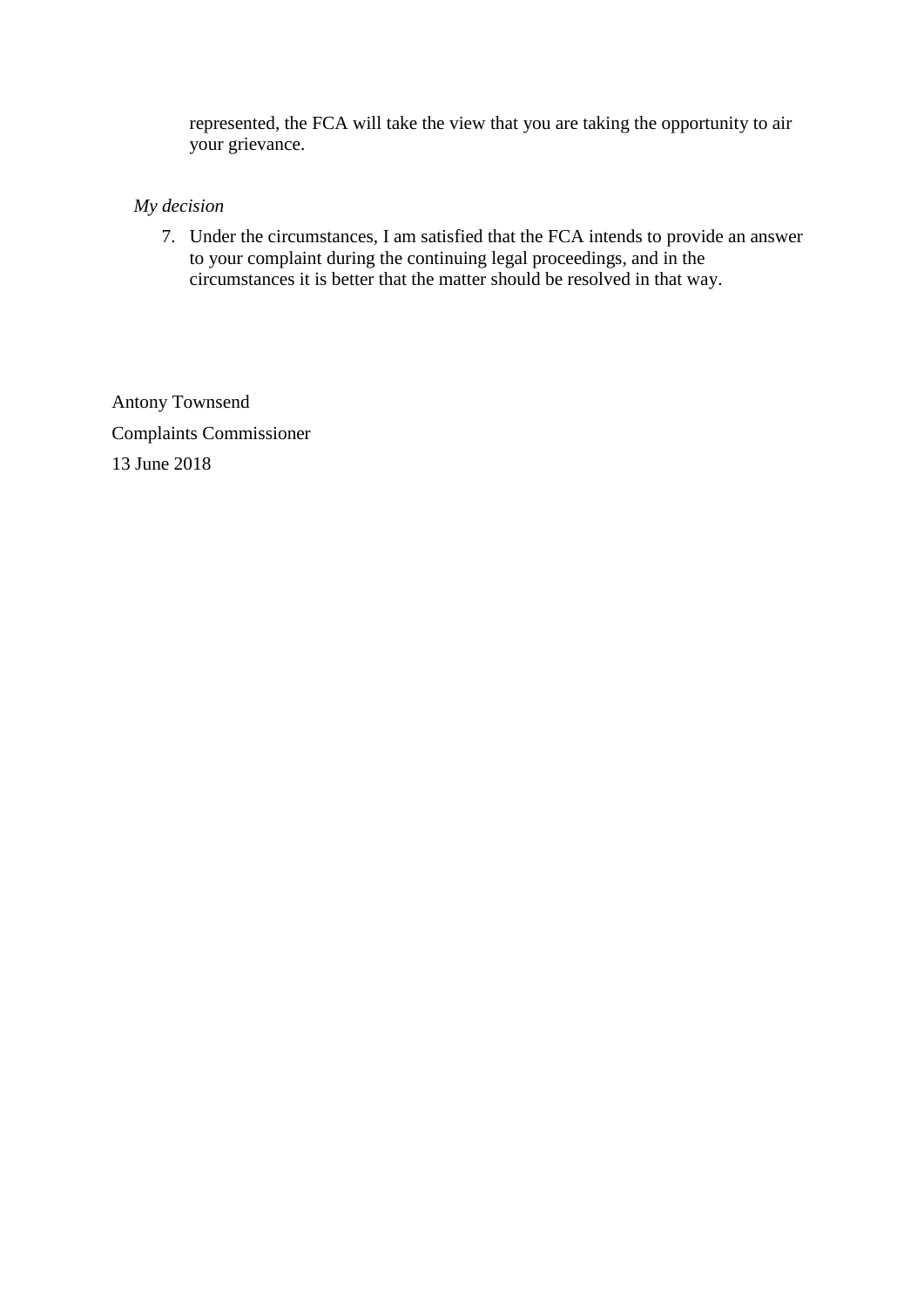represented, the FCA will take the view that you are taking the opportunity to air your grievance.

*My decision*

7. Under the circumstances, I am satisfied that the FCA intends to provide an answer to your complaint during the continuing legal proceedings, and in the circumstances it is better that the matter should be resolved in that way.

Antony Townsend

Complaints Commissioner

13 June 2018